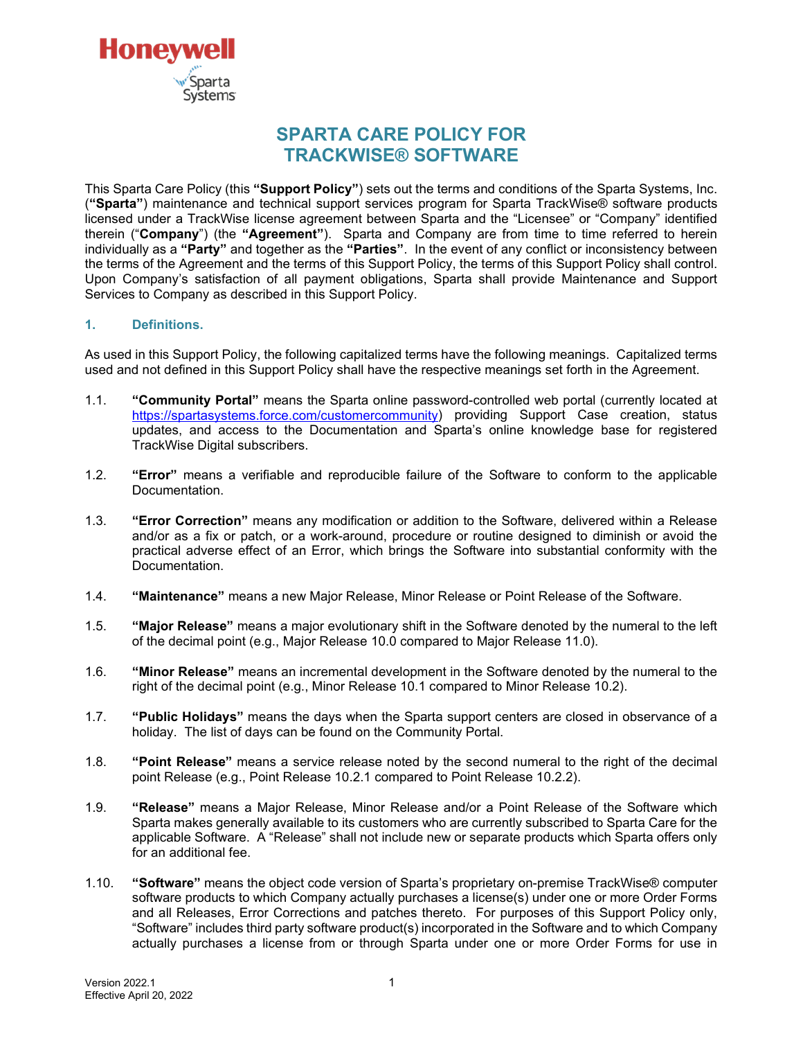# SPARTA CARE POLICY FOR TRACKWISE® SOFTWARE

This Sparta Care Policy (this **"Support Policy"**) sets out the terms and conditions of the Sparta Systems, Inc. (**"Sparta"**) maintenance and technical support services program for Sparta TrackWise® software products licensed under a TrackWise license agreement between Sparta and the "Licensee" or "Company" identified therein ("**Company**") (the **"Agreement"**). Sparta and Company are from time to time referred to herein individually as a **"Party"** and together as the **"Parties"**. In the event of any conflict or inconsistency between the terms of the Agreement and the terms of this Support Policy, the terms of this Support Policy shall control. Upon Company's satisfaction of all payment obligations, Sparta shall provide Maintenance and Support Services to Company as described in this Support Policy.

## 1. Definitions.

As used in this Support Policy, the following capitalized terms have the following meanings. Capitalized terms used and not defined in this Support Policy shall have the respective meanings set forth in the Agreement.

1.1. **"Community Portal"** means the Sparta online password-controlled web portal (currently located at https://spartasystems.force.com/customercommunity) providing Support Case creation, status updates, and access to the Documentation and Sparta's online knowledge base for registered TrackWise Digital subscribers.

1.2. **"Error"** means a verifiable and reproducible failure of the Software to conform to the applicable Documentation.

1.3. **"Error Correction"** means any modification or addition to the Software, delivered within a Release and/or as a fix or patch, or a work-around, procedure or routine designed to diminish or avoid the practical adverse effect of an Error, which brings the Software into substantial conformity with the Documentation.

1.4. **"Maintenance"** means a new Major Release, Minor Release or Point Release of the Software.

1.5. **"Major Release"** means a major evolutionary shift in the Software denoted by the numeral to the left of the decimal point (e.g., Major Release 10.0 compared to Major Release 11.0).

1.6. **"Minor Release"** means an incremental development in the Software denoted by the numeral to the right of the decimal point (e.g., Minor Release 10.1 compared to Minor Release 10.2).

1.7. **"Public Holidays"** means the days when the Sparta support centers are closed in observance of a holiday. The list of days can be found on the Community Portal.

1.8. **"Point Release"** means a service release noted by the second numeral to the right of the decimal point Release (e.g., Point Release 10.2.1 compared to Point Release 10.2.2).

1.9. **"Release"** means a Major Release, Minor Release and/or a Point Release of the Software which Sparta makes generally available to its customers who are currently subscribed to Sparta Care for the applicable Software. A "Release" shall not include new or separate products which Sparta offers only for an additional fee.

1.10. **"Software"** means the object code version of Sparta's proprietary on-premise TrackWise® computer software products to which Company actually purchases a license(s) under one or more Order Forms and all Releases, Error Corrections and patches thereto. For purposes of this Support Policy only, "Software" includes third party software product(s) incorporated in the Software and to which Company actually purchases a license from or through Sparta under one or more Order Forms for use in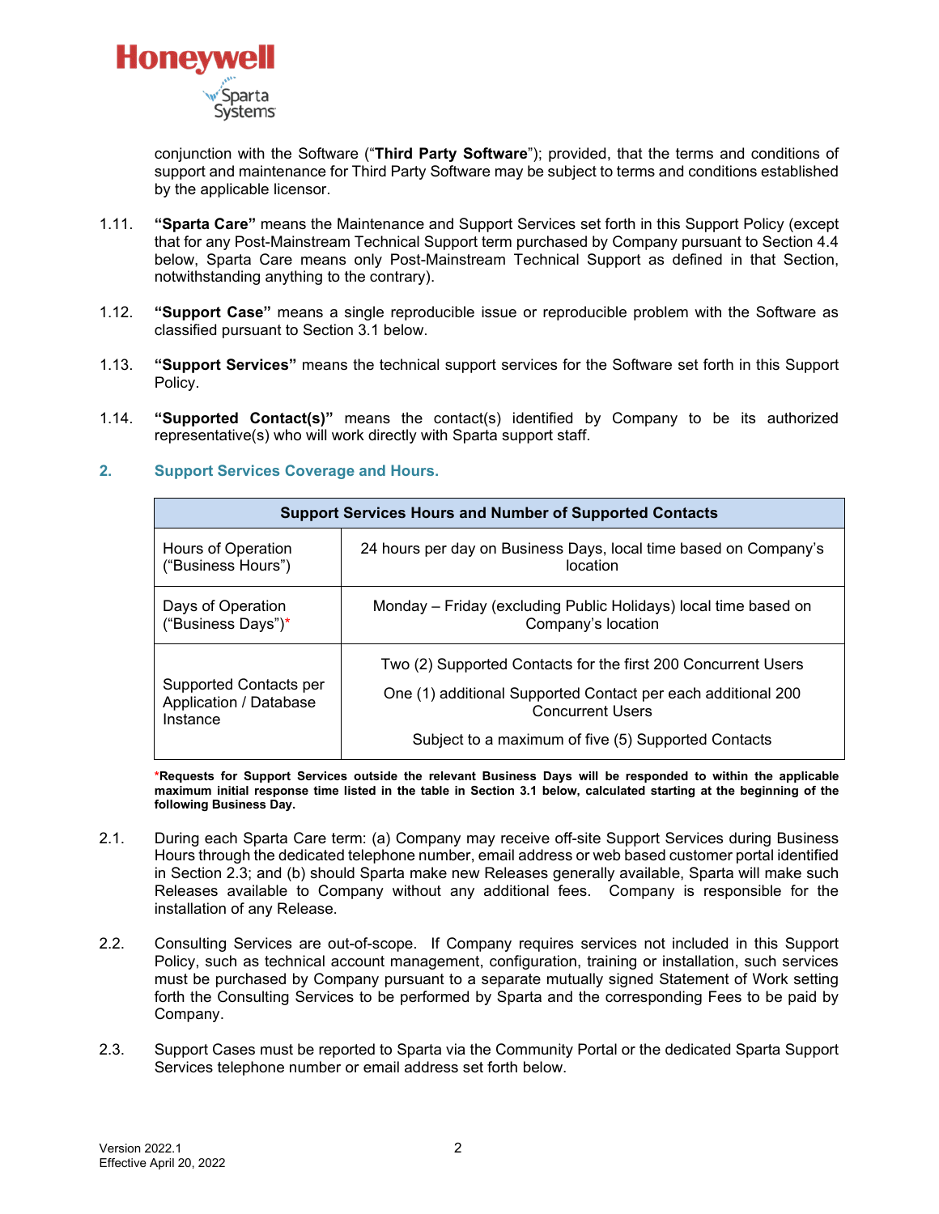conjunction with the Software ("**Third Party Software**"); provided, that the terms and conditions of support and maintenance for Third Party Software may be subject to terms and conditions established by the applicable licensor.

1.11. **"Sparta Care"** means the Maintenance and Support Services set forth in this Support Policy (except that for any Post-Mainstream Technical Support term purchased by Company pursuant to Section 4.4 below, Sparta Care means only Post-Mainstream Technical Support as defined in that Section, notwithstanding anything to the contrary).

1.12. **"Support Case"** means a single reproducible issue or reproducible problem with the Software as classified pursuant to Section 3.1 below.

1.13. **"Support Services"** means the technical support services for the Software set forth in this Support Policy.

1.14. **"Supported Contact(s)"** means the contact(s) identified by Company to be its authorized representative(s) who will work directly with Sparta support staff.

## 2. Support Services Coverage and Hours.

| Support Services Hours and Number of Supported Contacts | |
|---|---|
| Hours of Operation ("Business Hours") | 24 hours per day on Business Days, local time based on Company's location |
| Days of Operation ("Business Days")* | Monday – Friday (excluding Public Holidays) local time based on Company's location |
| Supported Contacts per Application / Database Instance | Two (2) Supported Contacts for the first 200 Concurrent Users<br>One (1) additional Supported Contact per each additional 200 Concurrent Users<br>Subject to a maximum of five (5) Supported Contacts |

***Requests for Support Services outside the relevant Business Days will be responded to within the applicable maximum initial response time listed in the table in Section 3.1 below, calculated starting at the beginning of the following Business Day.**

2.1. During each Sparta Care term: (a) Company may receive off-site Support Services during Business Hours through the dedicated telephone number, email address or web based customer portal identified in Section 2.3; and (b) should Sparta make new Releases generally available, Sparta will make such Releases available to Company without any additional fees. Company is responsible for the installation of any Release.

2.2. Consulting Services are out-of-scope. If Company requires services not included in this Support Policy, such as technical account management, configuration, training or installation, such services must be purchased by Company pursuant to a separate mutually signed Statement of Work setting forth the Consulting Services to be performed by Sparta and the corresponding Fees to be paid by Company.

2.3. Support Cases must be reported to Sparta via the Community Portal or the dedicated Sparta Support Services telephone number or email address set forth below.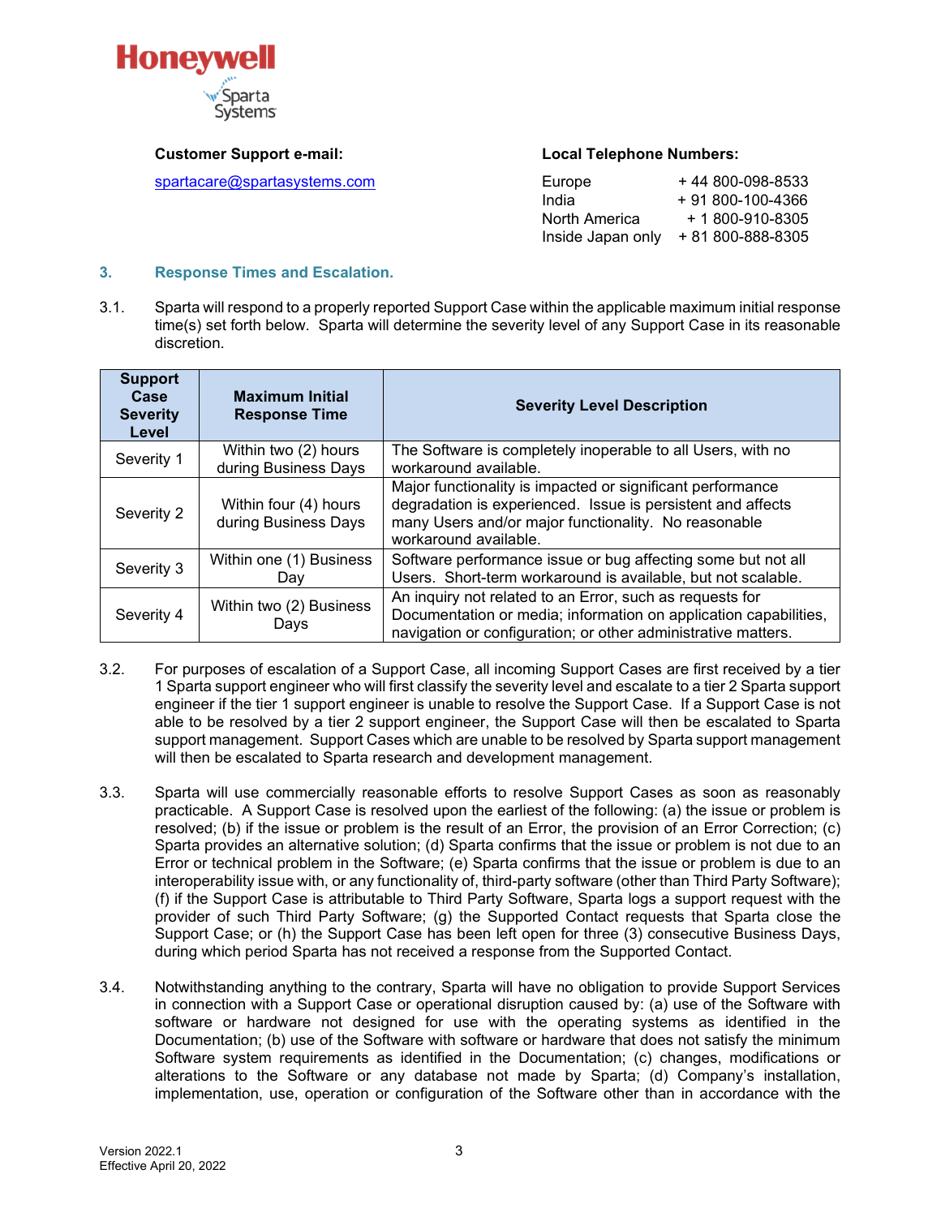**Customer Support e-mail:**

spartacare@spartasystems.com

**Local Telephone Numbers:**

| | |
|---|---|
| Europe | + 44 800-098-8533 |
| India | + 91 800-100-4366 |
| North America | + 1 800-910-8305 |
| Inside Japan only | + 81 800-888-8305 |

## 3. Response Times and Escalation.

3.1. Sparta will respond to a properly reported Support Case within the applicable maximum initial response time(s) set forth below. Sparta will determine the severity level of any Support Case in its reasonable discretion.

| Support Case Severity Level | Maximum Initial Response Time | Severity Level Description |
|---|---|---|
| Severity 1 | Within two (2) hours during Business Days | The Software is completely inoperable to all Users, with no workaround available. |
| Severity 2 | Within four (4) hours during Business Days | Major functionality is impacted or significant performance degradation is experienced. Issue is persistent and affects many Users and/or major functionality. No reasonable workaround available. |
| Severity 3 | Within one (1) Business Day | Software performance issue or bug affecting some but not all Users. Short-term workaround is available, but not scalable. |
| Severity 4 | Within two (2) Business Days | An inquiry not related to an Error, such as requests for Documentation or media; information on application capabilities, navigation or configuration; or other administrative matters. |

3.2. For purposes of escalation of a Support Case, all incoming Support Cases are first received by a tier 1 Sparta support engineer who will first classify the severity level and escalate to a tier 2 Sparta support engineer if the tier 1 support engineer is unable to resolve the Support Case. If a Support Case is not able to be resolved by a tier 2 support engineer, the Support Case will then be escalated to Sparta support management. Support Cases which are unable to be resolved by Sparta support management will then be escalated to Sparta research and development management.

3.3. Sparta will use commercially reasonable efforts to resolve Support Cases as soon as reasonably practicable. A Support Case is resolved upon the earliest of the following: (a) the issue or problem is resolved; (b) if the issue or problem is the result of an Error, the provision of an Error Correction; (c) Sparta provides an alternative solution; (d) Sparta confirms that the issue or problem is not due to an Error or technical problem in the Software; (e) Sparta confirms that the issue or problem is due to an interoperability issue with, or any functionality of, third-party software (other than Third Party Software); (f) if the Support Case is attributable to Third Party Software, Sparta logs a support request with the provider of such Third Party Software; (g) the Supported Contact requests that Sparta close the Support Case; or (h) the Support Case has been left open for three (3) consecutive Business Days, during which period Sparta has not received a response from the Supported Contact.

3.4. Notwithstanding anything to the contrary, Sparta will have no obligation to provide Support Services in connection with a Support Case or operational disruption caused by: (a) use of the Software with software or hardware not designed for use with the operating systems as identified in the Documentation; (b) use of the Software with software or hardware that does not satisfy the minimum Software system requirements as identified in the Documentation; (c) changes, modifications or alterations to the Software or any database not made by Sparta; (d) Company's installation, implementation, use, operation or configuration of the Software other than in accordance with the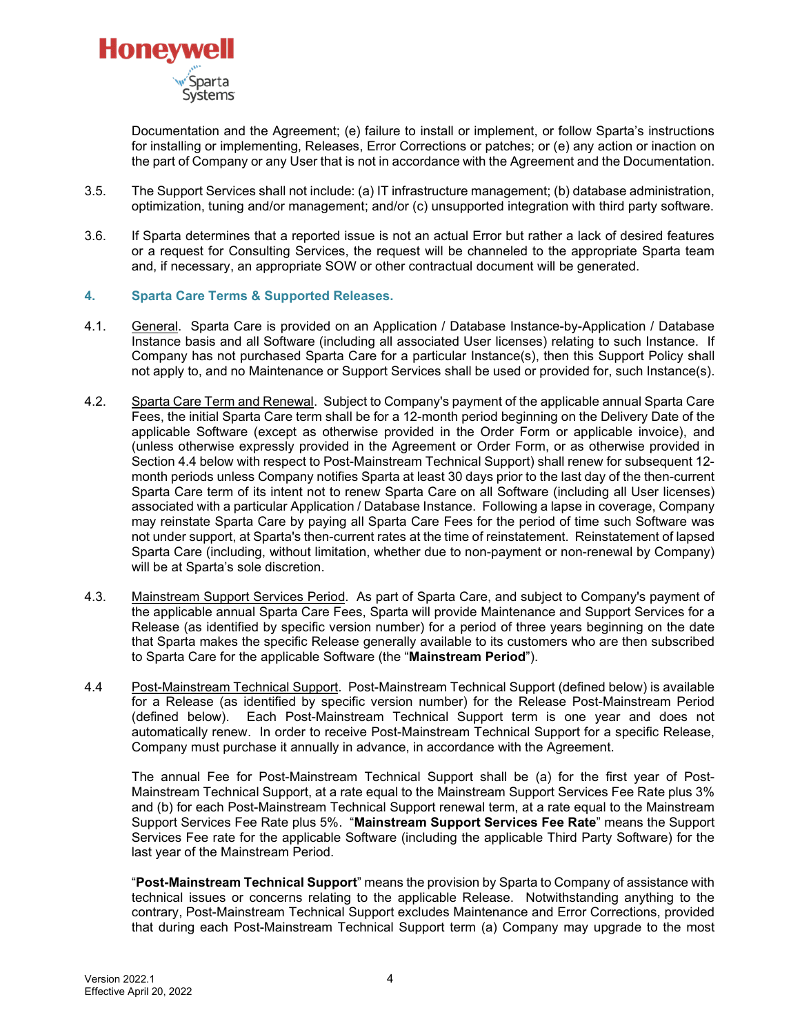Documentation and the Agreement; (e) failure to install or implement, or follow Sparta's instructions for installing or implementing, Releases, Error Corrections or patches; or (e) any action or inaction on the part of Company or any User that is not in accordance with the Agreement and the Documentation.

3.5. The Support Services shall not include: (a) IT infrastructure management; (b) database administration, optimization, tuning and/or management; and/or (c) unsupported integration with third party software.

3.6. If Sparta determines that a reported issue is not an actual Error but rather a lack of desired features or a request for Consulting Services, the request will be channeled to the appropriate Sparta team and, if necessary, an appropriate SOW or other contractual document will be generated.

## 4. Sparta Care Terms & Supported Releases.

4.1. General. Sparta Care is provided on an Application / Database Instance-by-Application / Database Instance basis and all Software (including all associated User licenses) relating to such Instance. If Company has not purchased Sparta Care for a particular Instance(s), then this Support Policy shall not apply to, and no Maintenance or Support Services shall be used or provided for, such Instance(s).

4.2. Sparta Care Term and Renewal. Subject to Company's payment of the applicable annual Sparta Care Fees, the initial Sparta Care term shall be for a 12-month period beginning on the Delivery Date of the applicable Software (except as otherwise provided in the Order Form or applicable invoice), and (unless otherwise expressly provided in the Agreement or Order Form, or as otherwise provided in Section 4.4 below with respect to Post-Mainstream Technical Support) shall renew for subsequent 12-month periods unless Company notifies Sparta at least 30 days prior to the last day of the then-current Sparta Care term of its intent not to renew Sparta Care on all Software (including all User licenses) associated with a particular Application / Database Instance. Following a lapse in coverage, Company may reinstate Sparta Care by paying all Sparta Care Fees for the period of time such Software was not under support, at Sparta's then-current rates at the time of reinstatement. Reinstatement of lapsed Sparta Care (including, without limitation, whether due to non-payment or non-renewal by Company) will be at Sparta's sole discretion.

4.3. Mainstream Support Services Period. As part of Sparta Care, and subject to Company's payment of the applicable annual Sparta Care Fees, Sparta will provide Maintenance and Support Services for a Release (as identified by specific version number) for a period of three years beginning on the date that Sparta makes the specific Release generally available to its customers who are then subscribed to Sparta Care for the applicable Software (the "**Mainstream Period**").

4.4 Post-Mainstream Technical Support. Post-Mainstream Technical Support (defined below) is available for a Release (as identified by specific version number) for the Release Post-Mainstream Period (defined below). Each Post-Mainstream Technical Support term is one year and does not automatically renew. In order to receive Post-Mainstream Technical Support for a specific Release, Company must purchase it annually in advance, in accordance with the Agreement.

The annual Fee for Post-Mainstream Technical Support shall be (a) for the first year of Post-Mainstream Technical Support, at a rate equal to the Mainstream Support Services Fee Rate plus 3% and (b) for each Post-Mainstream Technical Support renewal term, at a rate equal to the Mainstream Support Services Fee Rate plus 5%. "**Mainstream Support Services Fee Rate**" means the Support Services Fee rate for the applicable Software (including the applicable Third Party Software) for the last year of the Mainstream Period.

"**Post-Mainstream Technical Support**" means the provision by Sparta to Company of assistance with technical issues or concerns relating to the applicable Release. Notwithstanding anything to the contrary, Post-Mainstream Technical Support excludes Maintenance and Error Corrections, provided that during each Post-Mainstream Technical Support term (a) Company may upgrade to the most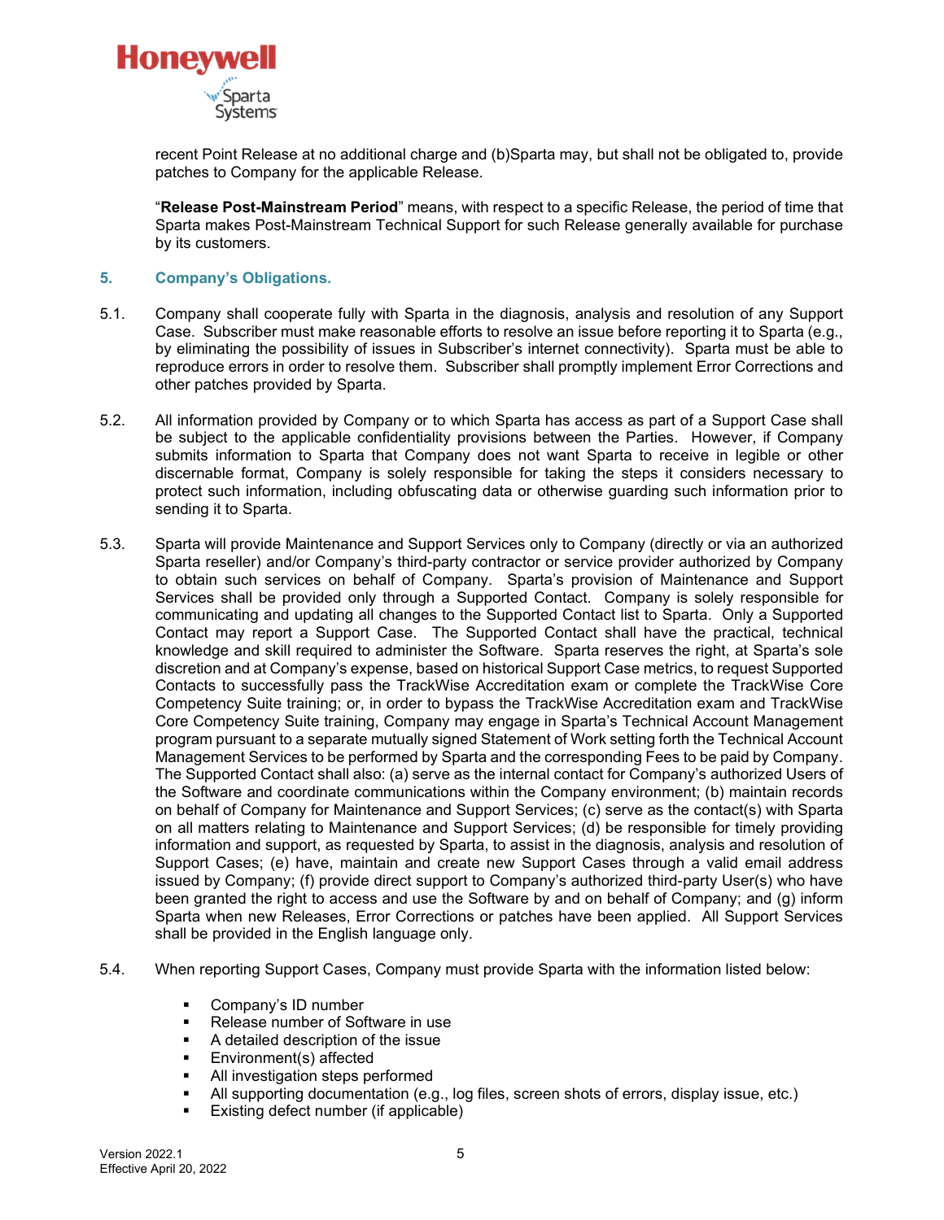recent Point Release at no additional charge and (b)Sparta may, but shall not be obligated to, provide patches to Company for the applicable Release.

"**Release Post-Mainstream Period**" means, with respect to a specific Release, the period of time that Sparta makes Post-Mainstream Technical Support for such Release generally available for purchase by its customers.

## 5. Company's Obligations.

5.1. Company shall cooperate fully with Sparta in the diagnosis, analysis and resolution of any Support Case. Subscriber must make reasonable efforts to resolve an issue before reporting it to Sparta (e.g., by eliminating the possibility of issues in Subscriber's internet connectivity). Sparta must be able to reproduce errors in order to resolve them. Subscriber shall promptly implement Error Corrections and other patches provided by Sparta.

5.2. All information provided by Company or to which Sparta has access as part of a Support Case shall be subject to the applicable confidentiality provisions between the Parties. However, if Company submits information to Sparta that Company does not want Sparta to receive in legible or other discernable format, Company is solely responsible for taking the steps it considers necessary to protect such information, including obfuscating data or otherwise guarding such information prior to sending it to Sparta.

5.3. Sparta will provide Maintenance and Support Services only to Company (directly or via an authorized Sparta reseller) and/or Company's third-party contractor or service provider authorized by Company to obtain such services on behalf of Company. Sparta's provision of Maintenance and Support Services shall be provided only through a Supported Contact. Company is solely responsible for communicating and updating all changes to the Supported Contact list to Sparta. Only a Supported Contact may report a Support Case. The Supported Contact shall have the practical, technical knowledge and skill required to administer the Software. Sparta reserves the right, at Sparta's sole discretion and at Company's expense, based on historical Support Case metrics, to request Supported Contacts to successfully pass the TrackWise Accreditation exam or complete the TrackWise Core Competency Suite training; or, in order to bypass the TrackWise Accreditation exam and TrackWise Core Competency Suite training, Company may engage in Sparta's Technical Account Management program pursuant to a separate mutually signed Statement of Work setting forth the Technical Account Management Services to be performed by Sparta and the corresponding Fees to be paid by Company. The Supported Contact shall also: (a) serve as the internal contact for Company's authorized Users of the Software and coordinate communications within the Company environment; (b) maintain records on behalf of Company for Maintenance and Support Services; (c) serve as the contact(s) with Sparta on all matters relating to Maintenance and Support Services; (d) be responsible for timely providing information and support, as requested by Sparta, to assist in the diagnosis, analysis and resolution of Support Cases; (e) have, maintain and create new Support Cases through a valid email address issued by Company; (f) provide direct support to Company's authorized third-party User(s) who have been granted the right to access and use the Software by and on behalf of Company; and (g) inform Sparta when new Releases, Error Corrections or patches have been applied. All Support Services shall be provided in the English language only.

5.4. When reporting Support Cases, Company must provide Sparta with the information listed below:

- Company's ID number
- Release number of Software in use
- A detailed description of the issue
- Environment(s) affected
- All investigation steps performed
- All supporting documentation (e.g., log files, screen shots of errors, display issue, etc.)
- Existing defect number (if applicable)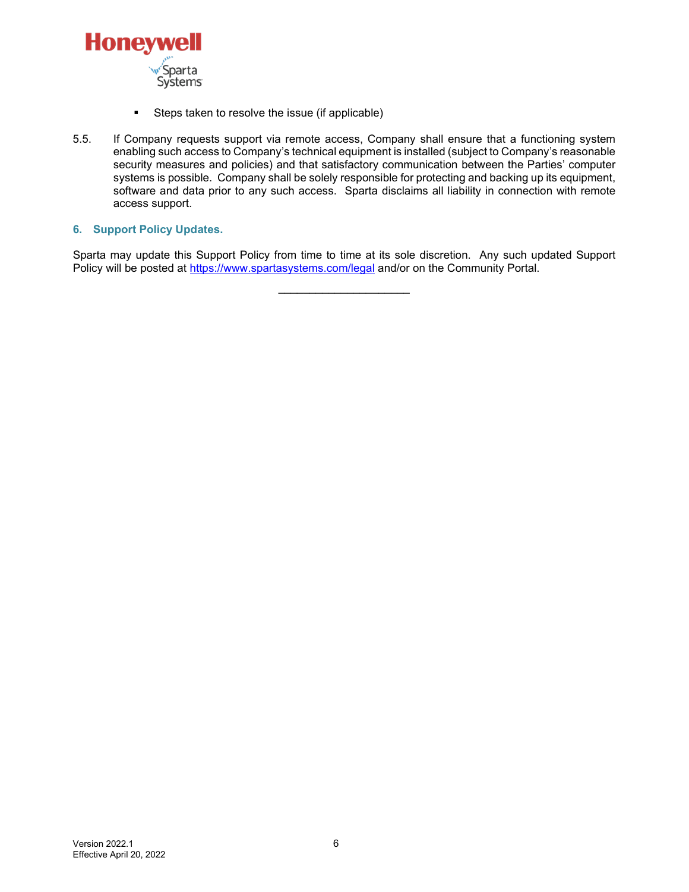- Steps taken to resolve the issue (if applicable)

5.5. If Company requests support via remote access, Company shall ensure that a functioning system enabling such access to Company's technical equipment is installed (subject to Company's reasonable security measures and policies) and that satisfactory communication between the Parties' computer systems is possible. Company shall be solely responsible for protecting and backing up its equipment, software and data prior to any such access. Sparta disclaims all liability in connection with remote access support.

## 6. Support Policy Updates.

Sparta may update this Support Policy from time to time at its sole discretion. Any such updated Support Policy will be posted at https://www.spartasystems.com/legal and/or on the Community Portal.

\_\_\_\_\_\_\_\_\_\_\_\_\_\_\_\_\_\_\_\_\_\_\_\_